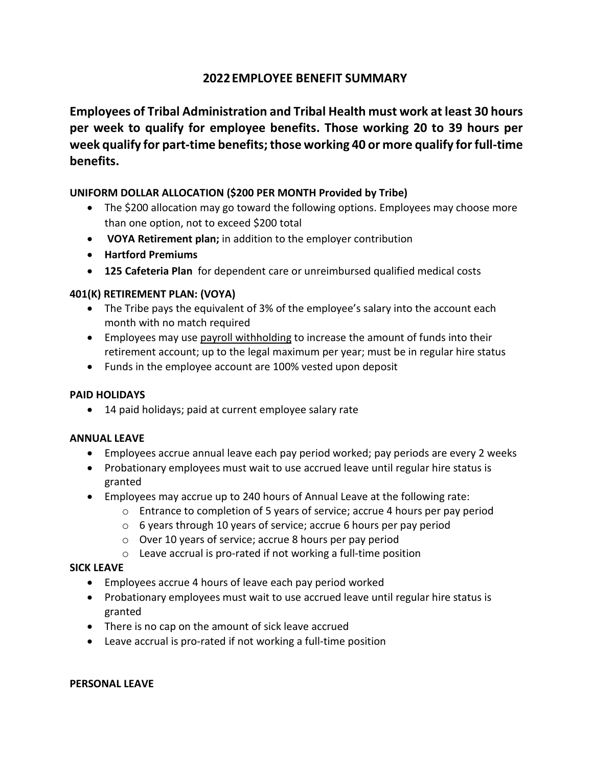# 2022 EMPLOYEE BENEFIT SUMMARY

## Employees of Tribal Administration and Tribal Health must work at least 30 hours per week to qualify for employee benefits. Those working 20 to 39 hours per week qualify for part-time benefits; those working 40 or more qualify for full-time benefits.

**UNIFORM DOLLAR ALLOCATION ($200 PER MONTH Provided by Tribe)**

- The $200 allocation may go toward the following options. Employees may choose more than one option, not to exceed $200 total
- **VOYA Retirement plan;** in addition to the employer contribution
- **Hartford Premiums**
- **125 Cafeteria Plan** for dependent care or unreimbursed qualified medical costs

**401(K) RETIREMENT PLAN: (VOYA)**

- The Tribe pays the equivalent of 3% of the employee's salary into the account each month with no match required
- Employees may use payroll withholding to increase the amount of funds into their retirement account; up to the legal maximum per year; must be in regular hire status
- Funds in the employee account are 100% vested upon deposit

**PAID HOLIDAYS**

- 14 paid holidays; paid at current employee salary rate

**ANNUAL LEAVE**

- Employees accrue annual leave each pay period worked; pay periods are every 2 weeks
- Probationary employees must wait to use accrued leave until regular hire status is granted
- Employees may accrue up to 240 hours of Annual Leave at the following rate:
  - Entrance to completion of 5 years of service; accrue 4 hours per pay period
  - 6 years through 10 years of service; accrue 6 hours per pay period
  - Over 10 years of service; accrue 8 hours per pay period
  - Leave accrual is pro-rated if not working a full-time position

**SICK LEAVE**

- Employees accrue 4 hours of leave each pay period worked
- Probationary employees must wait to use accrued leave until regular hire status is granted
- There is no cap on the amount of sick leave accrued
- Leave accrual is pro-rated if not working a full-time position

**PERSONAL LEAVE**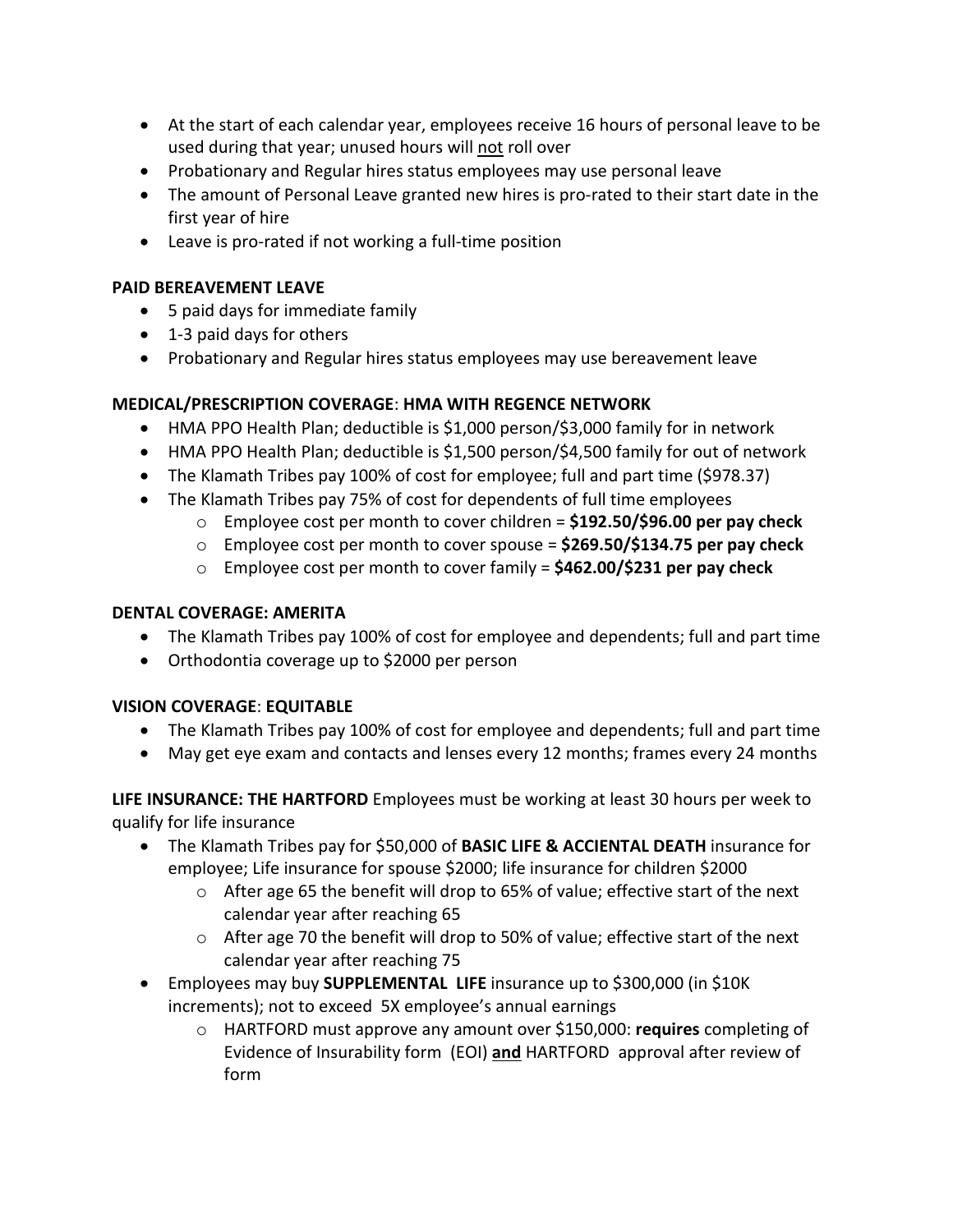- At the start of each calendar year, employees receive 16 hours of personal leave to be used during that year; unused hours will not roll over
- Probationary and Regular hires status employees may use personal leave
- The amount of Personal Leave granted new hires is pro-rated to their start date in the first year of hire
- Leave is pro-rated if not working a full-time position

**PAID BEREAVEMENT LEAVE**

- 5 paid days for immediate family
- 1-3 paid days for others
- Probationary and Regular hires status employees may use bereavement leave

**MEDICAL/PRESCRIPTION COVERAGE**: **HMA WITH REGENCE NETWORK**

- HMA PPO Health Plan; deductible is $1,000 person/$3,000 family for in network
- HMA PPO Health Plan; deductible is $1,500 person/$4,500 family for out of network
- The Klamath Tribes pay 100% of cost for employee; full and part time ($978.37)
- The Klamath Tribes pay 75% of cost for dependents of full time employees
  - Employee cost per month to cover children = **$192.50/$96.00 per pay check**
  - Employee cost per month to cover spouse = **$269.50/$134.75 per pay check**
  - Employee cost per month to cover family = **$462.00/$231 per pay check**

**DENTAL COVERAGE: AMERITA**

- The Klamath Tribes pay 100% of cost for employee and dependents; full and part time
- Orthodontia coverage up to $2000 per person

**VISION COVERAGE**: **EQUITABLE**

- The Klamath Tribes pay 100% of cost for employee and dependents; full and part time
- May get eye exam and contacts and lenses every 12 months; frames every 24 months

**LIFE INSURANCE: THE HARTFORD** Employees must be working at least 30 hours per week to qualify for life insurance

- The Klamath Tribes pay for $50,000 of **BASIC LIFE & ACCIENTAL DEATH** insurance for employee; Life insurance for spouse $2000; life insurance for children $2000
  - After age 65 the benefit will drop to 65% of value; effective start of the next calendar year after reaching 65
  - After age 70 the benefit will drop to 50% of value; effective start of the next calendar year after reaching 75
- Employees may buy **SUPPLEMENTAL LIFE** insurance up to $300,000 (in $10K increments); not to exceed 5X employee's annual earnings
  - HARTFORD must approve any amount over $150,000: **requires** completing of Evidence of Insurability form (EOI) **and** HARTFORD approval after review of form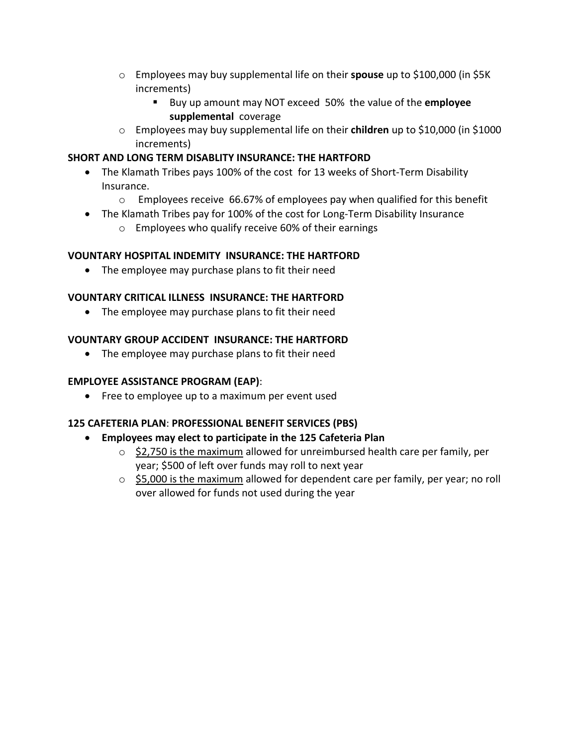- Employees may buy supplemental life on their **spouse** up to $100,000 (in $5K increments)
  - Buy up amount may NOT exceed 50% the value of the **employee supplemental** coverage
- Employees may buy supplemental life on their **children** up to $10,000 (in $1000 increments)

**SHORT AND LONG TERM DISABLITY INSURANCE: THE HARTFORD**

- The Klamath Tribes pays 100% of the cost for 13 weeks of Short-Term Disability Insurance.
  - Employees receive 66.67% of employees pay when qualified for this benefit
- The Klamath Tribes pay for 100% of the cost for Long-Term Disability Insurance
  - Employees who qualify receive 60% of their earnings

**VOUNTARY HOSPITAL INDEMITY INSURANCE: THE HARTFORD**

- The employee may purchase plans to fit their need

**VOUNTARY CRITICAL ILLNESS INSURANCE: THE HARTFORD**

- The employee may purchase plans to fit their need

**VOUNTARY GROUP ACCIDENT INSURANCE: THE HARTFORD**

- The employee may purchase plans to fit their need

**EMPLOYEE ASSISTANCE PROGRAM (EAP)**:

- Free to employee up to a maximum per event used

**125 CAFETERIA PLAN**: **PROFESSIONAL BENEFIT SERVICES (PBS)**

- **Employees may elect to participate in the 125 Cafeteria Plan**
  - $2,750 is the maximum allowed for unreimbursed health care per family, per year; $500 of left over funds may roll to next year
  - $5,000 is the maximum allowed for dependent care per family, per year; no roll over allowed for funds not used during the year